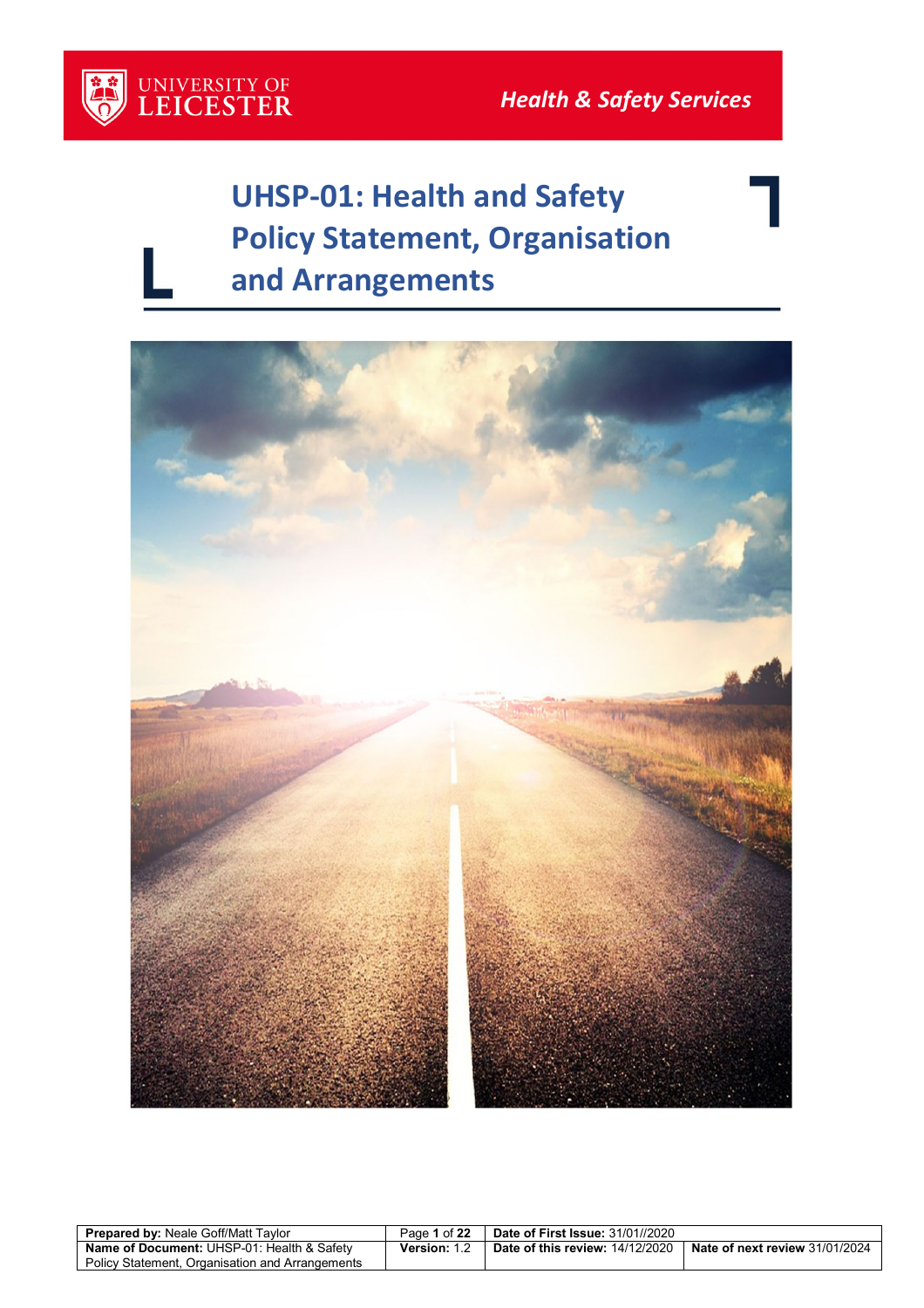UNIVERSITY OF LEICESTER

*Health & Safety Services*

# UHSP-01: Health and Safety Policy Statement, Organisation and Arrangements

| **Prepared by:** Neale Goff/Matt Taylor | Page **1** of **22** | **Date of First Issue:** 31/01//2020 | |
|---|---|---|---|
| **Name of Document:** UHSP-01: Health & Safety Policy Statement, Organisation and Arrangements | **Version:** 1.2 | **Date of this review:** 14/12/2020 | **Nate of next review** 31/01/2024 |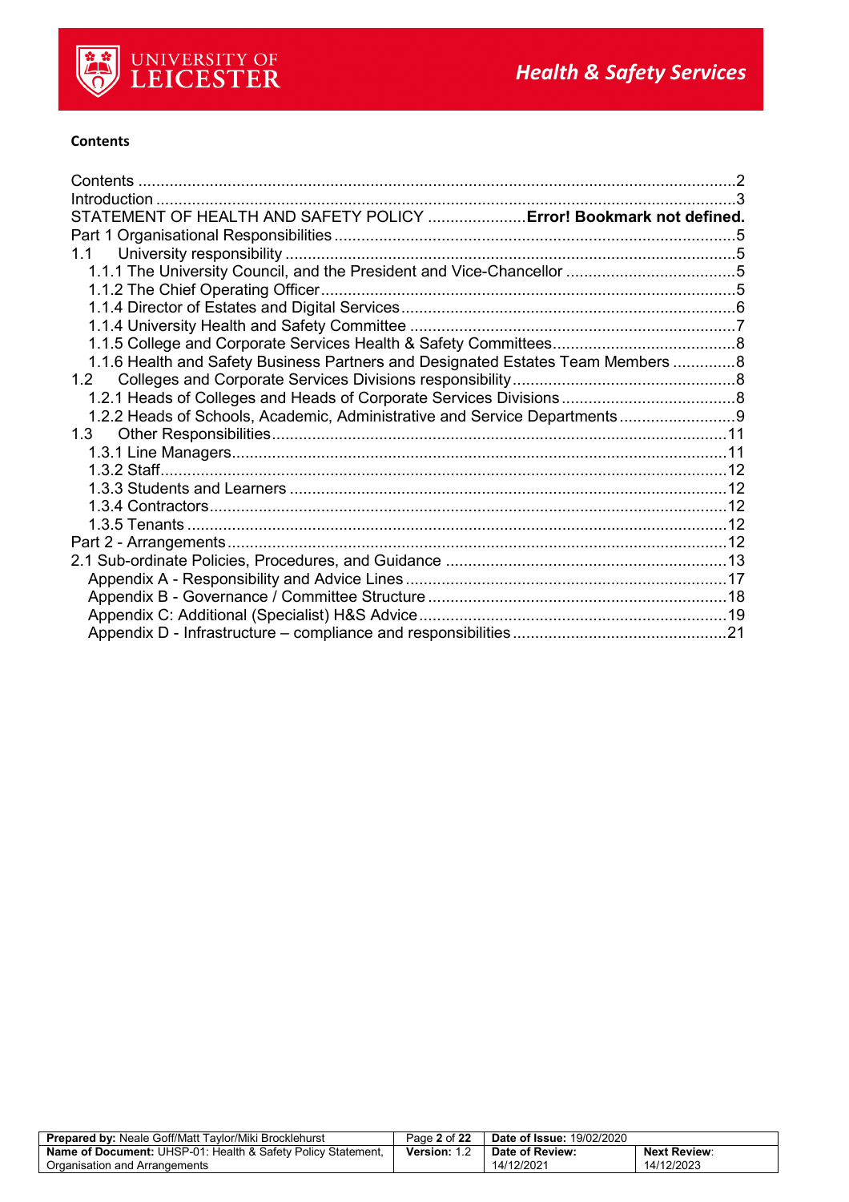**Contents**

Contents ........................................................................................................................................2
Introduction ....................................................................................................................................3
STATEMENT OF HEALTH AND SAFETY POLICY ......................**Error! Bookmark not defined.**
Part 1 Organisational Responsibilities ..........................................................................................5
1.1 University responsibility .....................................................................................................5
 1.1.1 The University Council, and the President and Vice-Chancellor ......................................5
 1.1.2 The Chief Operating Officer............................................................................................5
 1.1.4 Director of Estates and Digital Services...........................................................................6
 1.1.4 University Health and Safety Committee .........................................................................7
 1.1.5 College and Corporate Services Health & Safety Committees..........................................8
 1.1.6 Health and Safety Business Partners and Designated Estates Team Members ..............8
1.2 Colleges and Corporate Services Divisions responsibility..................................................8
 1.2.1 Heads of Colleges and Heads of Corporate Services Divisions.......................................8
 1.2.2 Heads of Schools, Academic, Administrative and Service Departments..........................9
1.3 Other Responsibilities.....................................................................................................11
 1.3.1 Line Managers..............................................................................................................11
 1.3.2 Staff..............................................................................................................................12
 1.3.3 Students and Learners .................................................................................................12
 1.3.4 Contractors...................................................................................................................12
 1.3.5 Tenants ........................................................................................................................12
Part 2 - Arrangements................................................................................................................12
2.1 Sub-ordinate Policies, Procedures, and Guidance ...............................................................13
 Appendix A - Responsibility and Advice Lines........................................................................17
 Appendix B - Governance / Committee Structure ...................................................................18
 Appendix C: Additional (Specialist) H&S Advice....................................................................19
 Appendix D - Infrastructure – compliance and responsibilities................................................21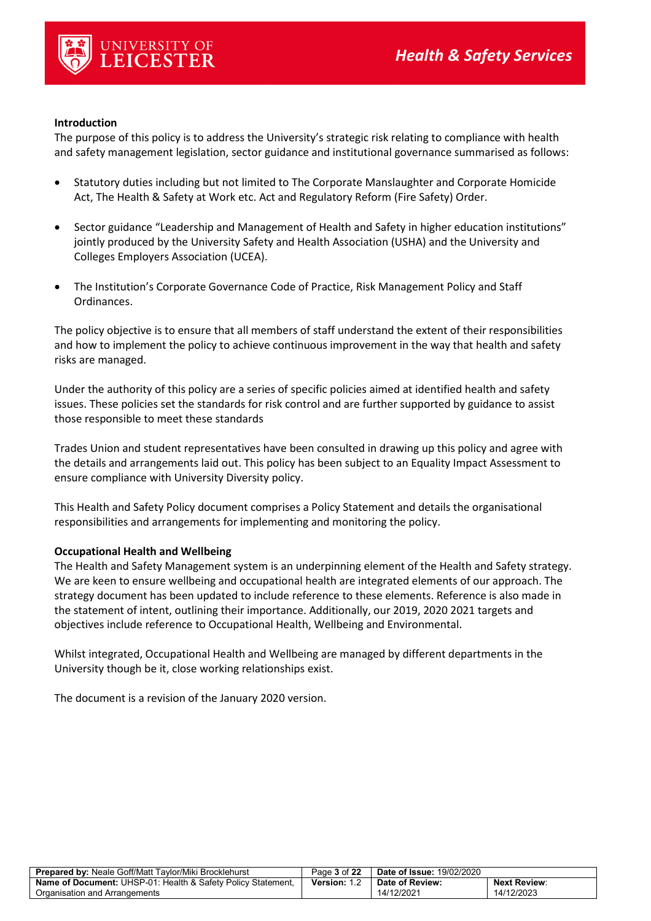**Introduction**

The purpose of this policy is to address the University's strategic risk relating to compliance with health and safety management legislation, sector guidance and institutional governance summarised as follows:

- Statutory duties including but not limited to The Corporate Manslaughter and Corporate Homicide Act, The Health & Safety at Work etc. Act and Regulatory Reform (Fire Safety) Order.

- Sector guidance "Leadership and Management of Health and Safety in higher education institutions" jointly produced by the University Safety and Health Association (USHA) and the University and Colleges Employers Association (UCEA).

- The Institution's Corporate Governance Code of Practice, Risk Management Policy and Staff Ordinances.

The policy objective is to ensure that all members of staff understand the extent of their responsibilities and how to implement the policy to achieve continuous improvement in the way that health and safety risks are managed.

Under the authority of this policy are a series of specific policies aimed at identified health and safety issues. These policies set the standards for risk control and are further supported by guidance to assist those responsible to meet these standards

Trades Union and student representatives have been consulted in drawing up this policy and agree with the details and arrangements laid out. This policy has been subject to an Equality Impact Assessment to ensure compliance with University Diversity policy.

This Health and Safety Policy document comprises a Policy Statement and details the organisational responsibilities and arrangements for implementing and monitoring the policy.

**Occupational Health and Wellbeing**

The Health and Safety Management system is an underpinning element of the Health and Safety strategy. We are keen to ensure wellbeing and occupational health are integrated elements of our approach. The strategy document has been updated to include reference to these elements. Reference is also made in the statement of intent, outlining their importance. Additionally, our 2019, 2020 2021 targets and objectives include reference to Occupational Health, Wellbeing and Environmental.

Whilst integrated, Occupational Health and Wellbeing are managed by different departments in the University though be it, close working relationships exist.

The document is a revision of the January 2020 version.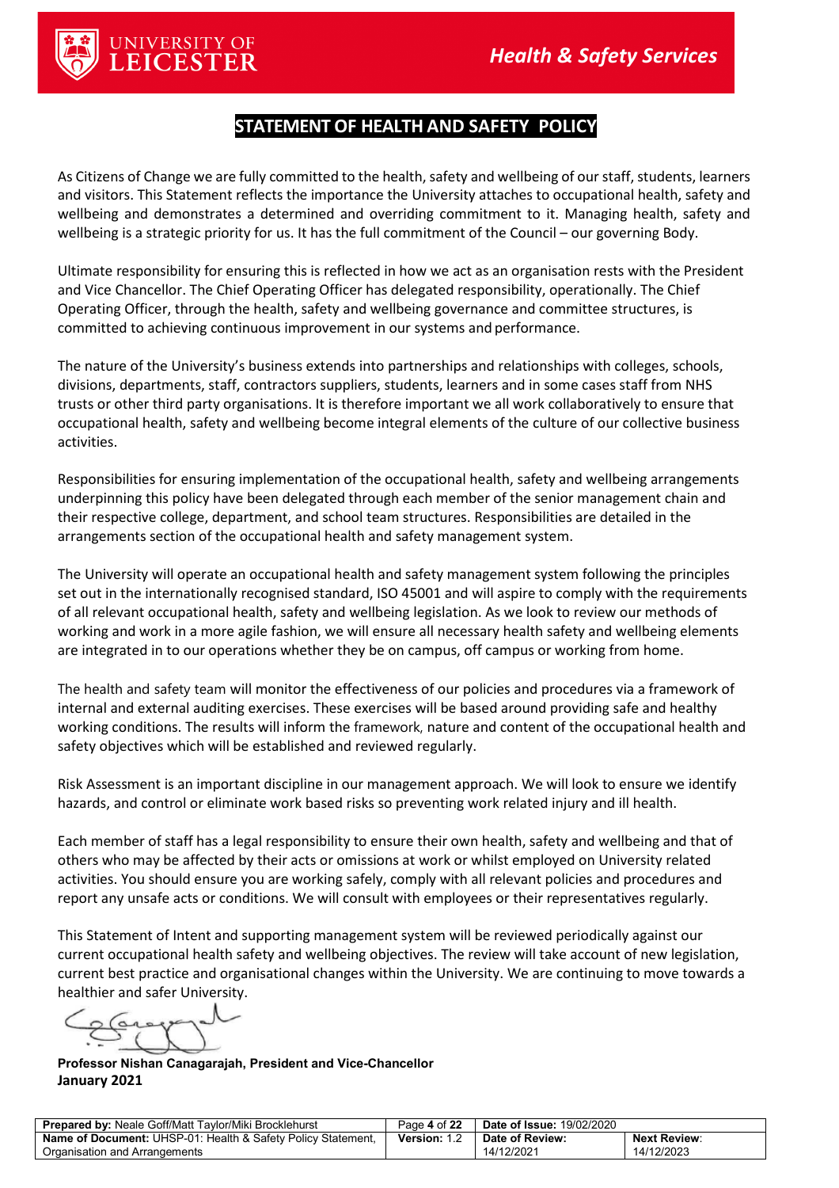# STATEMENT OF HEALTH AND SAFETY POLICY

As Citizens of Change we are fully committed to the health, safety and wellbeing of our staff, students, learners and visitors. This Statement reflects the importance the University attaches to occupational health, safety and wellbeing and demonstrates a determined and overriding commitment to it. Managing health, safety and wellbeing is a strategic priority for us. It has the full commitment of the Council – our governing Body.

Ultimate responsibility for ensuring this is reflected in how we act as an organisation rests with the President and Vice Chancellor. The Chief Operating Officer has delegated responsibility, operationally. The Chief Operating Officer, through the health, safety and wellbeing governance and committee structures, is committed to achieving continuous improvement in our systems and performance.

The nature of the University's business extends into partnerships and relationships with colleges, schools, divisions, departments, staff, contractors suppliers, students, learners and in some cases staff from NHS trusts or other third party organisations. It is therefore important we all work collaboratively to ensure that occupational health, safety and wellbeing become integral elements of the culture of our collective business activities.

Responsibilities for ensuring implementation of the occupational health, safety and wellbeing arrangements underpinning this policy have been delegated through each member of the senior management chain and their respective college, department, and school team structures. Responsibilities are detailed in the arrangements section of the occupational health and safety management system.

The University will operate an occupational health and safety management system following the principles set out in the internationally recognised standard, ISO 45001 and will aspire to comply with the requirements of all relevant occupational health, safety and wellbeing legislation. As we look to review our methods of working and work in a more agile fashion, we will ensure all necessary health safety and wellbeing elements are integrated in to our operations whether they be on campus, off campus or working from home.

The health and safety team will monitor the effectiveness of our policies and procedures via a framework of internal and external auditing exercises. These exercises will be based around providing safe and healthy working conditions. The results will inform the framework, nature and content of the occupational health and safety objectives which will be established and reviewed regularly.

Risk Assessment is an important discipline in our management approach. We will look to ensure we identify hazards, and control or eliminate work based risks so preventing work related injury and ill health.

Each member of staff has a legal responsibility to ensure their own health, safety and wellbeing and that of others who may be affected by their acts or omissions at work or whilst employed on University related activities. You should ensure you are working safely, comply with all relevant policies and procedures and report any unsafe acts or conditions. We will consult with employees or their representatives regularly.

This Statement of Intent and supporting management system will be reviewed periodically against our current occupational health safety and wellbeing objectives. The review will take account of new legislation, current best practice and organisational changes within the University. We are continuing to move towards a healthier and safer University.

**Professor Nishan Canagarajah, President and Vice-Chancellor**
**January 2021**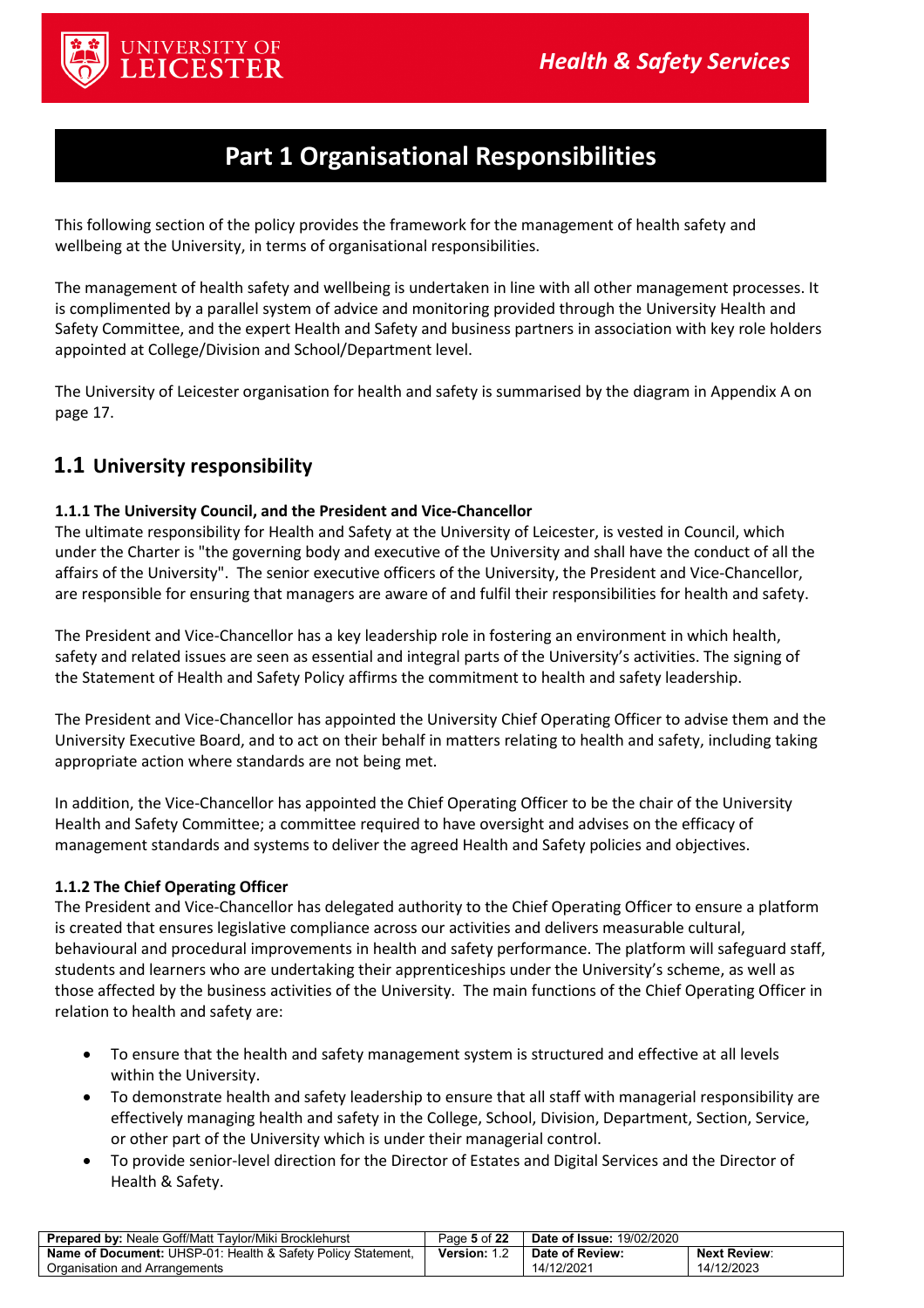# Part 1 Organisational Responsibilities

This following section of the policy provides the framework for the management of health safety and wellbeing at the University, in terms of organisational responsibilities.

The management of health safety and wellbeing is undertaken in line with all other management processes. It is complimented by a parallel system of advice and monitoring provided through the University Health and Safety Committee, and the expert Health and Safety and business partners in association with key role holders appointed at College/Division and School/Department level.

The University of Leicester organisation for health and safety is summarised by the diagram in Appendix A on page 17.

## 1.1 University responsibility

#### 1.1.1 The University Council, and the President and Vice-Chancellor

The ultimate responsibility for Health and Safety at the University of Leicester, is vested in Council, which under the Charter is "the governing body and executive of the University and shall have the conduct of all the affairs of the University". The senior executive officers of the University, the President and Vice-Chancellor, are responsible for ensuring that managers are aware of and fulfil their responsibilities for health and safety.

The President and Vice-Chancellor has a key leadership role in fostering an environment in which health, safety and related issues are seen as essential and integral parts of the University's activities. The signing of the Statement of Health and Safety Policy affirms the commitment to health and safety leadership.

The President and Vice-Chancellor has appointed the University Chief Operating Officer to advise them and the University Executive Board, and to act on their behalf in matters relating to health and safety, including taking appropriate action where standards are not being met.

In addition, the Vice-Chancellor has appointed the Chief Operating Officer to be the chair of the University Health and Safety Committee; a committee required to have oversight and advises on the efficacy of management standards and systems to deliver the agreed Health and Safety policies and objectives.

#### 1.1.2 The Chief Operating Officer

The President and Vice-Chancellor has delegated authority to the Chief Operating Officer to ensure a platform is created that ensures legislative compliance across our activities and delivers measurable cultural, behavioural and procedural improvements in health and safety performance. The platform will safeguard staff, students and learners who are undertaking their apprenticeships under the University's scheme, as well as those affected by the business activities of the University. The main functions of the Chief Operating Officer in relation to health and safety are:

- To ensure that the health and safety management system is structured and effective at all levels within the University.
- To demonstrate health and safety leadership to ensure that all staff with managerial responsibility are effectively managing health and safety in the College, School, Division, Department, Section, Service, or other part of the University which is under their managerial control.
- To provide senior-level direction for the Director of Estates and Digital Services and the Director of Health & Safety.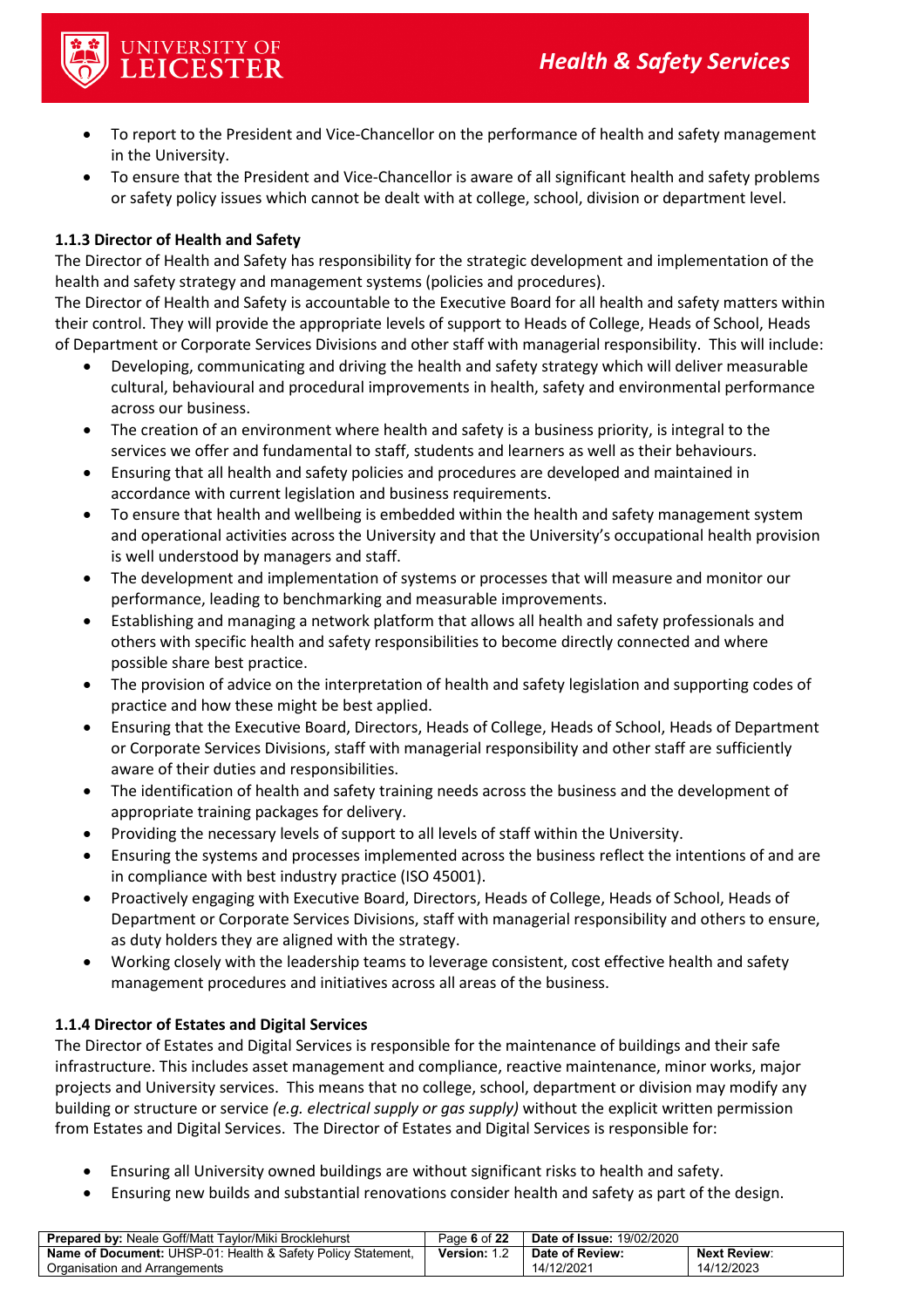- To report to the President and Vice-Chancellor on the performance of health and safety management in the University.
- To ensure that the President and Vice-Chancellor is aware of all significant health and safety problems or safety policy issues which cannot be dealt with at college, school, division or department level.

### 1.1.3 Director of Health and Safety

The Director of Health and Safety has responsibility for the strategic development and implementation of the health and safety strategy and management systems (policies and procedures).

The Director of Health and Safety is accountable to the Executive Board for all health and safety matters within their control. They will provide the appropriate levels of support to Heads of College, Heads of School, Heads of Department or Corporate Services Divisions and other staff with managerial responsibility. This will include:

- Developing, communicating and driving the health and safety strategy which will deliver measurable cultural, behavioural and procedural improvements in health, safety and environmental performance across our business.
- The creation of an environment where health and safety is a business priority, is integral to the services we offer and fundamental to staff, students and learners as well as their behaviours.
- Ensuring that all health and safety policies and procedures are developed and maintained in accordance with current legislation and business requirements.
- To ensure that health and wellbeing is embedded within the health and safety management system and operational activities across the University and that the University's occupational health provision is well understood by managers and staff.
- The development and implementation of systems or processes that will measure and monitor our performance, leading to benchmarking and measurable improvements.
- Establishing and managing a network platform that allows all health and safety professionals and others with specific health and safety responsibilities to become directly connected and where possible share best practice.
- The provision of advice on the interpretation of health and safety legislation and supporting codes of practice and how these might be best applied.
- Ensuring that the Executive Board, Directors, Heads of College, Heads of School, Heads of Department or Corporate Services Divisions, staff with managerial responsibility and other staff are sufficiently aware of their duties and responsibilities.
- The identification of health and safety training needs across the business and the development of appropriate training packages for delivery.
- Providing the necessary levels of support to all levels of staff within the University.
- Ensuring the systems and processes implemented across the business reflect the intentions of and are in compliance with best industry practice (ISO 45001).
- Proactively engaging with Executive Board, Directors, Heads of College, Heads of School, Heads of Department or Corporate Services Divisions, staff with managerial responsibility and others to ensure, as duty holders they are aligned with the strategy.
- Working closely with the leadership teams to leverage consistent, cost effective health and safety management procedures and initiatives across all areas of the business.

### 1.1.4 Director of Estates and Digital Services

The Director of Estates and Digital Services is responsible for the maintenance of buildings and their safe infrastructure. This includes asset management and compliance, reactive maintenance, minor works, major projects and University services. This means that no college, school, department or division may modify any building or structure or service *(e.g. electrical supply or gas supply)* without the explicit written permission from Estates and Digital Services. The Director of Estates and Digital Services is responsible for:

- Ensuring all University owned buildings are without significant risks to health and safety.
- Ensuring new builds and substantial renovations consider health and safety as part of the design.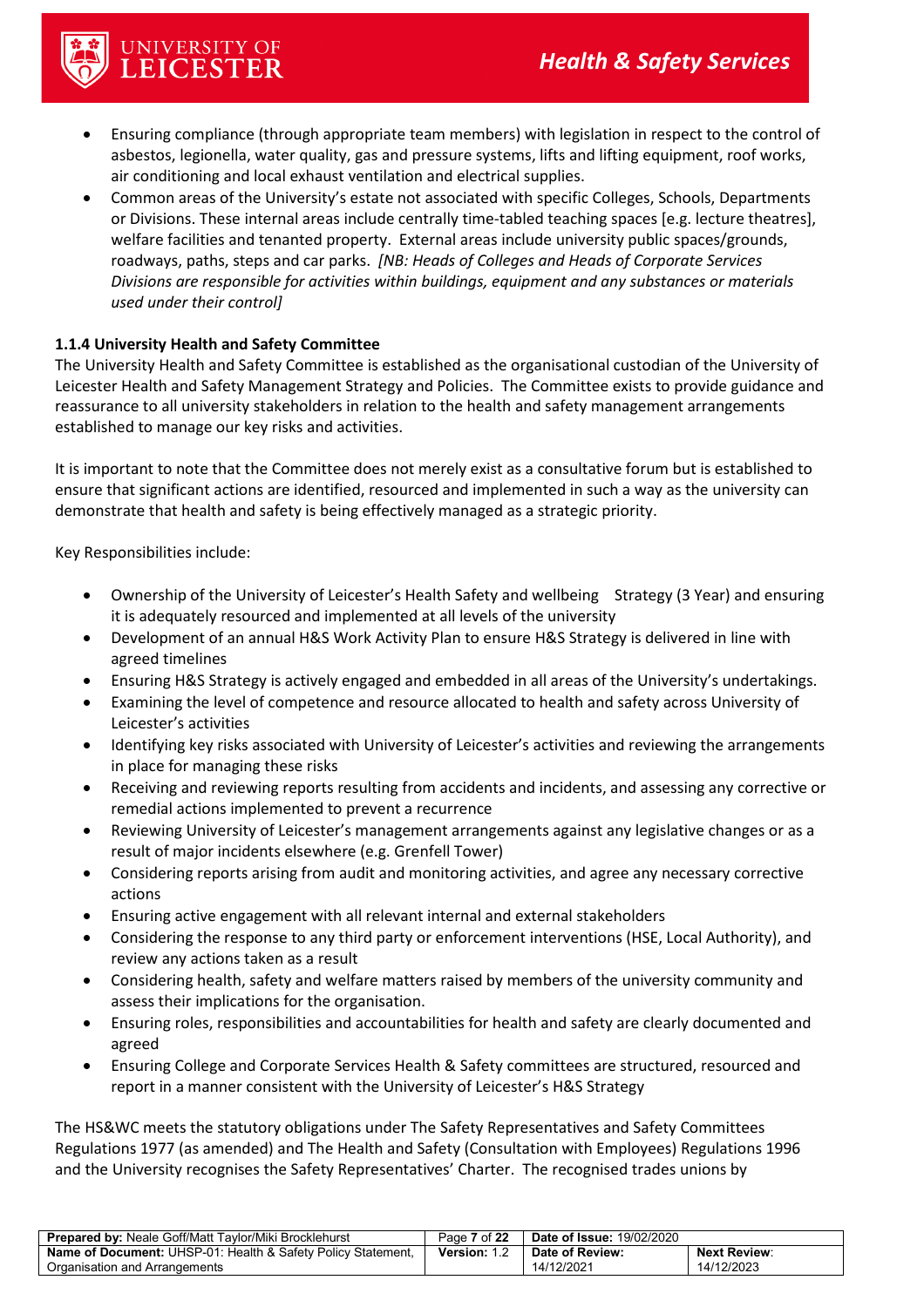- Ensuring compliance (through appropriate team members) with legislation in respect to the control of asbestos, legionella, water quality, gas and pressure systems, lifts and lifting equipment, roof works, air conditioning and local exhaust ventilation and electrical supplies.
- Common areas of the University's estate not associated with specific Colleges, Schools, Departments or Divisions. These internal areas include centrally time-tabled teaching spaces [e.g. lecture theatres], welfare facilities and tenanted property. External areas include university public spaces/grounds, roadways, paths, steps and car parks. *[NB: Heads of Colleges and Heads of Corporate Services Divisions are responsible for activities within buildings, equipment and any substances or materials used under their control]*

#### 1.1.4 University Health and Safety Committee

The University Health and Safety Committee is established as the organisational custodian of the University of Leicester Health and Safety Management Strategy and Policies. The Committee exists to provide guidance and reassurance to all university stakeholders in relation to the health and safety management arrangements established to manage our key risks and activities.

It is important to note that the Committee does not merely exist as a consultative forum but is established to ensure that significant actions are identified, resourced and implemented in such a way as the university can demonstrate that health and safety is being effectively managed as a strategic priority.

Key Responsibilities include:

- Ownership of the University of Leicester's Health Safety and wellbeing Strategy (3 Year) and ensuring it is adequately resourced and implemented at all levels of the university
- Development of an annual H&S Work Activity Plan to ensure H&S Strategy is delivered in line with agreed timelines
- Ensuring H&S Strategy is actively engaged and embedded in all areas of the University's undertakings.
- Examining the level of competence and resource allocated to health and safety across University of Leicester's activities
- Identifying key risks associated with University of Leicester's activities and reviewing the arrangements in place for managing these risks
- Receiving and reviewing reports resulting from accidents and incidents, and assessing any corrective or remedial actions implemented to prevent a recurrence
- Reviewing University of Leicester's management arrangements against any legislative changes or as a result of major incidents elsewhere (e.g. Grenfell Tower)
- Considering reports arising from audit and monitoring activities, and agree any necessary corrective actions
- Ensuring active engagement with all relevant internal and external stakeholders
- Considering the response to any third party or enforcement interventions (HSE, Local Authority), and review any actions taken as a result
- Considering health, safety and welfare matters raised by members of the university community and assess their implications for the organisation.
- Ensuring roles, responsibilities and accountabilities for health and safety are clearly documented and agreed
- Ensuring College and Corporate Services Health & Safety committees are structured, resourced and report in a manner consistent with the University of Leicester's H&S Strategy

The HS&WC meets the statutory obligations under The Safety Representatives and Safety Committees Regulations 1977 (as amended) and The Health and Safety (Consultation with Employees) Regulations 1996 and the University recognises the Safety Representatives' Charter. The recognised trades unions by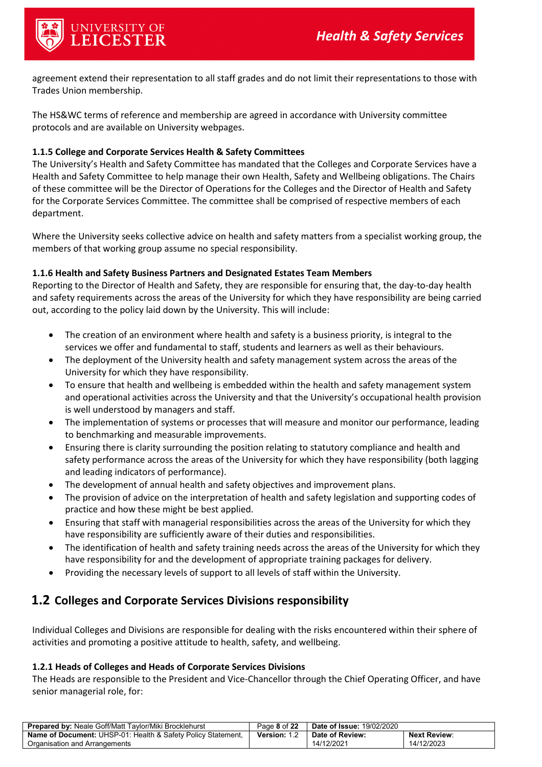agreement extend their representation to all staff grades and do not limit their representations to those with Trades Union membership.

The HS&WC terms of reference and membership are agreed in accordance with University committee protocols and are available on University webpages.

#### 1.1.5 College and Corporate Services Health & Safety Committees

The University's Health and Safety Committee has mandated that the Colleges and Corporate Services have a Health and Safety Committee to help manage their own Health, Safety and Wellbeing obligations. The Chairs of these committee will be the Director of Operations for the Colleges and the Director of Health and Safety for the Corporate Services Committee. The committee shall be comprised of respective members of each department.

Where the University seeks collective advice on health and safety matters from a specialist working group, the members of that working group assume no special responsibility.

#### 1.1.6 Health and Safety Business Partners and Designated Estates Team Members

Reporting to the Director of Health and Safety, they are responsible for ensuring that, the day-to-day health and safety requirements across the areas of the University for which they have responsibility are being carried out, according to the policy laid down by the University. This will include:

- The creation of an environment where health and safety is a business priority, is integral to the services we offer and fundamental to staff, students and learners as well as their behaviours.
- The deployment of the University health and safety management system across the areas of the University for which they have responsibility.
- To ensure that health and wellbeing is embedded within the health and safety management system and operational activities across the University and that the University's occupational health provision is well understood by managers and staff.
- The implementation of systems or processes that will measure and monitor our performance, leading to benchmarking and measurable improvements.
- Ensuring there is clarity surrounding the position relating to statutory compliance and health and safety performance across the areas of the University for which they have responsibility (both lagging and leading indicators of performance).
- The development of annual health and safety objectives and improvement plans.
- The provision of advice on the interpretation of health and safety legislation and supporting codes of practice and how these might be best applied.
- Ensuring that staff with managerial responsibilities across the areas of the University for which they have responsibility are sufficiently aware of their duties and responsibilities.
- The identification of health and safety training needs across the areas of the University for which they have responsibility for and the development of appropriate training packages for delivery.
- Providing the necessary levels of support to all levels of staff within the University.

## 1.2 Colleges and Corporate Services Divisions responsibility

Individual Colleges and Divisions are responsible for dealing with the risks encountered within their sphere of activities and promoting a positive attitude to health, safety, and wellbeing.

#### 1.2.1 Heads of Colleges and Heads of Corporate Services Divisions

The Heads are responsible to the President and Vice-Chancellor through the Chief Operating Officer, and have senior managerial role, for: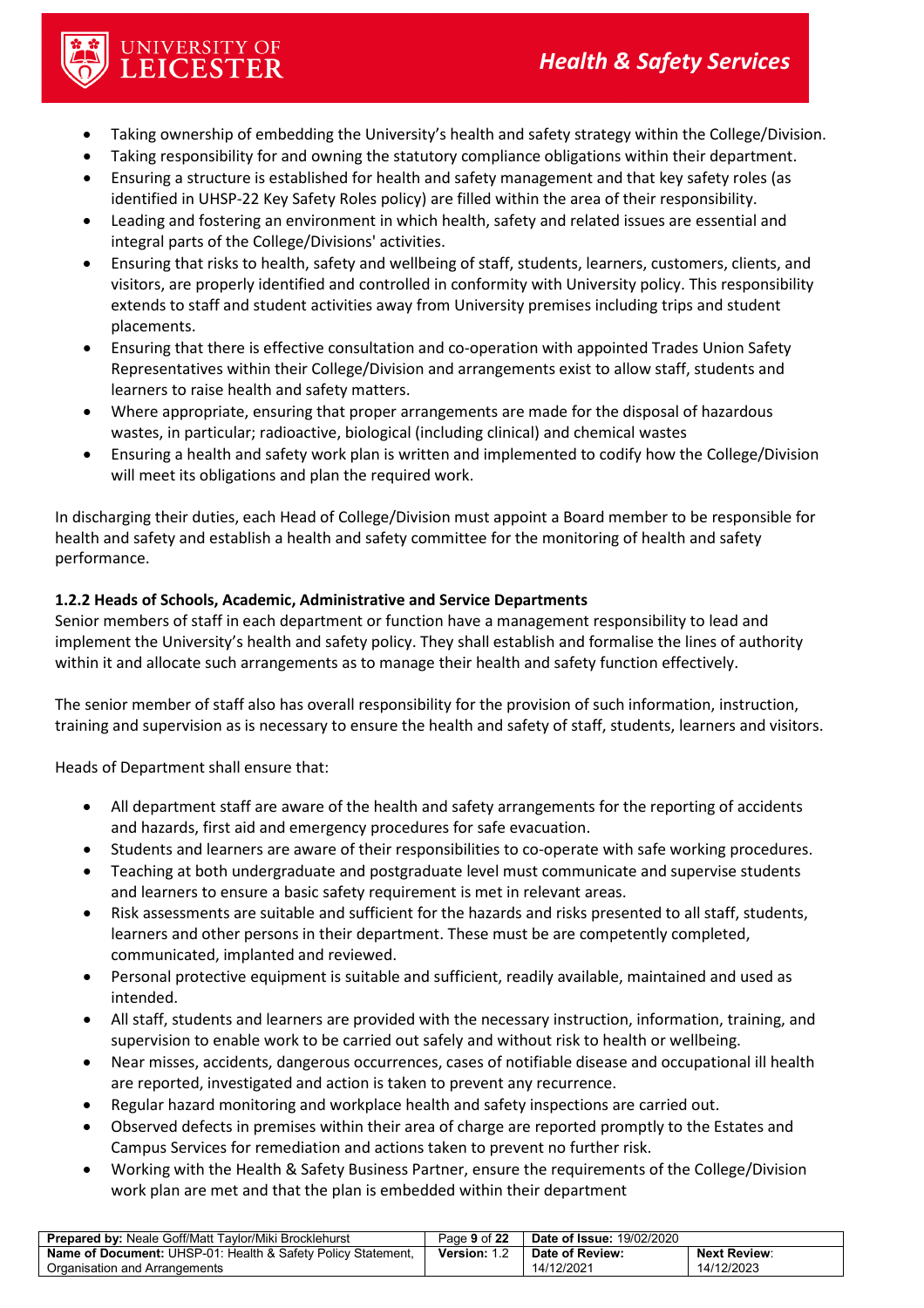- Taking ownership of embedding the University's health and safety strategy within the College/Division.
- Taking responsibility for and owning the statutory compliance obligations within their department.
- Ensuring a structure is established for health and safety management and that key safety roles (as identified in UHSP-22 Key Safety Roles policy) are filled within the area of their responsibility.
- Leading and fostering an environment in which health, safety and related issues are essential and integral parts of the College/Divisions' activities.
- Ensuring that risks to health, safety and wellbeing of staff, students, learners, customers, clients, and visitors, are properly identified and controlled in conformity with University policy. This responsibility extends to staff and student activities away from University premises including trips and student placements.
- Ensuring that there is effective consultation and co-operation with appointed Trades Union Safety Representatives within their College/Division and arrangements exist to allow staff, students and learners to raise health and safety matters.
- Where appropriate, ensuring that proper arrangements are made for the disposal of hazardous wastes, in particular; radioactive, biological (including clinical) and chemical wastes
- Ensuring a health and safety work plan is written and implemented to codify how the College/Division will meet its obligations and plan the required work.

In discharging their duties, each Head of College/Division must appoint a Board member to be responsible for health and safety and establish a health and safety committee for the monitoring of health and safety performance.

#### 1.2.2 Heads of Schools, Academic, Administrative and Service Departments

Senior members of staff in each department or function have a management responsibility to lead and implement the University's health and safety policy. They shall establish and formalise the lines of authority within it and allocate such arrangements as to manage their health and safety function effectively.

The senior member of staff also has overall responsibility for the provision of such information, instruction, training and supervision as is necessary to ensure the health and safety of staff, students, learners and visitors.

Heads of Department shall ensure that:

- All department staff are aware of the health and safety arrangements for the reporting of accidents and hazards, first aid and emergency procedures for safe evacuation.
- Students and learners are aware of their responsibilities to co-operate with safe working procedures.
- Teaching at both undergraduate and postgraduate level must communicate and supervise students and learners to ensure a basic safety requirement is met in relevant areas.
- Risk assessments are suitable and sufficient for the hazards and risks presented to all staff, students, learners and other persons in their department. These must be are competently completed, communicated, implanted and reviewed.
- Personal protective equipment is suitable and sufficient, readily available, maintained and used as intended.
- All staff, students and learners are provided with the necessary instruction, information, training, and supervision to enable work to be carried out safely and without risk to health or wellbeing.
- Near misses, accidents, dangerous occurrences, cases of notifiable disease and occupational ill health are reported, investigated and action is taken to prevent any recurrence.
- Regular hazard monitoring and workplace health and safety inspections are carried out.
- Observed defects in premises within their area of charge are reported promptly to the Estates and Campus Services for remediation and actions taken to prevent no further risk.
- Working with the Health & Safety Business Partner, ensure the requirements of the College/Division work plan are met and that the plan is embedded within their department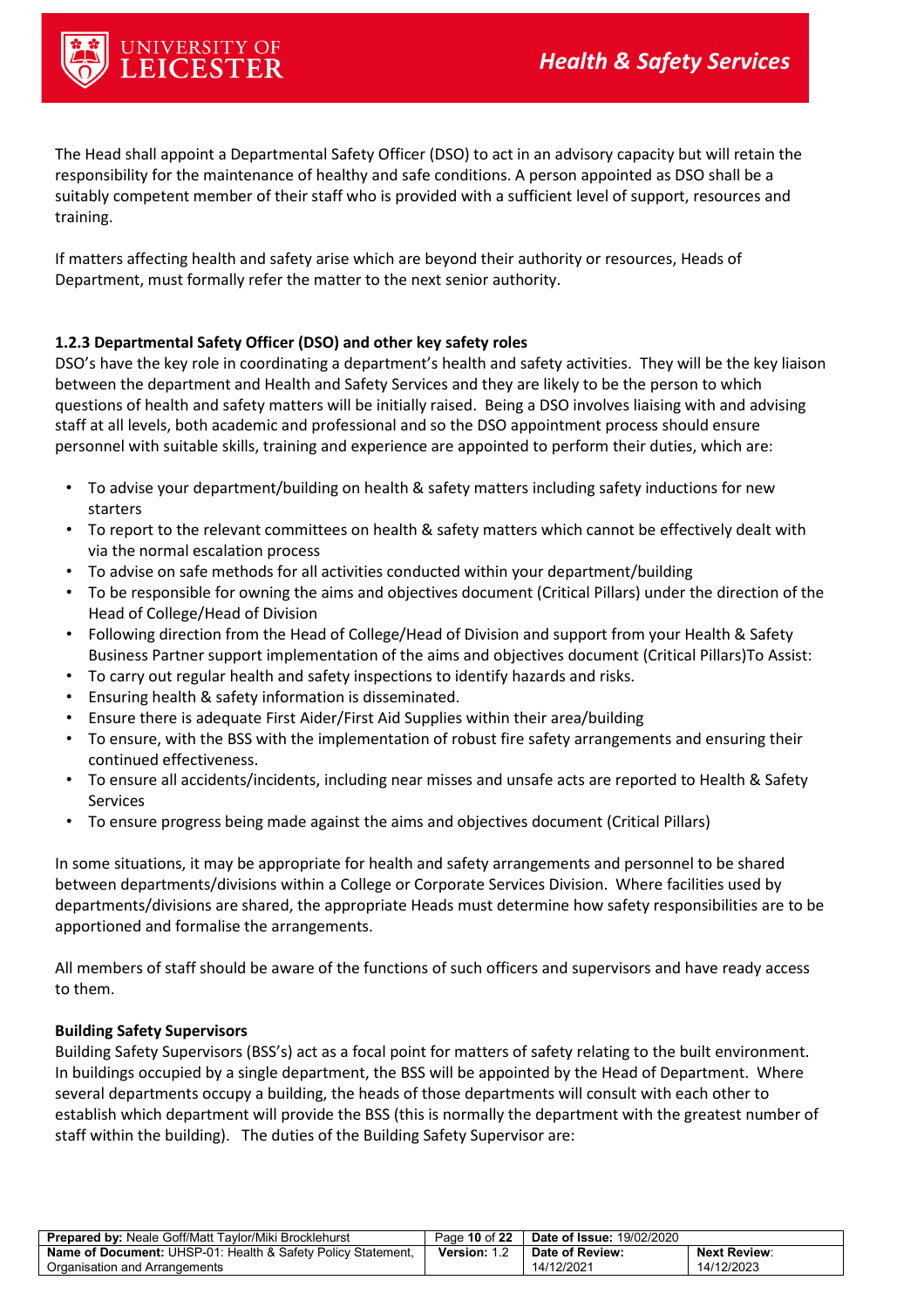The Head shall appoint a Departmental Safety Officer (DSO) to act in an advisory capacity but will retain the responsibility for the maintenance of healthy and safe conditions. A person appointed as DSO shall be a suitably competent member of their staff who is provided with a sufficient level of support, resources and training.

If matters affecting health and safety arise which are beyond their authority or resources, Heads of Department, must formally refer the matter to the next senior authority.

### 1.2.3 Departmental Safety Officer (DSO) and other key safety roles

DSO's have the key role in coordinating a department's health and safety activities. They will be the key liaison between the department and Health and Safety Services and they are likely to be the person to which questions of health and safety matters will be initially raised. Being a DSO involves liaising with and advising staff at all levels, both academic and professional and so the DSO appointment process should ensure personnel with suitable skills, training and experience are appointed to perform their duties, which are:

- To advise your department/building on health & safety matters including safety inductions for new starters
- To report to the relevant committees on health & safety matters which cannot be effectively dealt with via the normal escalation process
- To advise on safe methods for all activities conducted within your department/building
- To be responsible for owning the aims and objectives document (Critical Pillars) under the direction of the Head of College/Head of Division
- Following direction from the Head of College/Head of Division and support from your Health & Safety Business Partner support implementation of the aims and objectives document (Critical Pillars)To Assist:
- To carry out regular health and safety inspections to identify hazards and risks.
- Ensuring health & safety information is disseminated.
- Ensure there is adequate First Aider/First Aid Supplies within their area/building
- To ensure, with the BSS with the implementation of robust fire safety arrangements and ensuring their continued effectiveness.
- To ensure all accidents/incidents, including near misses and unsafe acts are reported to Health & Safety Services
- To ensure progress being made against the aims and objectives document (Critical Pillars)

In some situations, it may be appropriate for health and safety arrangements and personnel to be shared between departments/divisions within a College or Corporate Services Division. Where facilities used by departments/divisions are shared, the appropriate Heads must determine how safety responsibilities are to be apportioned and formalise the arrangements.

All members of staff should be aware of the functions of such officers and supervisors and have ready access to them.

**Building Safety Supervisors**

Building Safety Supervisors (BSS's) act as a focal point for matters of safety relating to the built environment. In buildings occupied by a single department, the BSS will be appointed by the Head of Department. Where several departments occupy a building, the heads of those departments will consult with each other to establish which department will provide the BSS (this is normally the department with the greatest number of staff within the building). The duties of the Building Safety Supervisor are: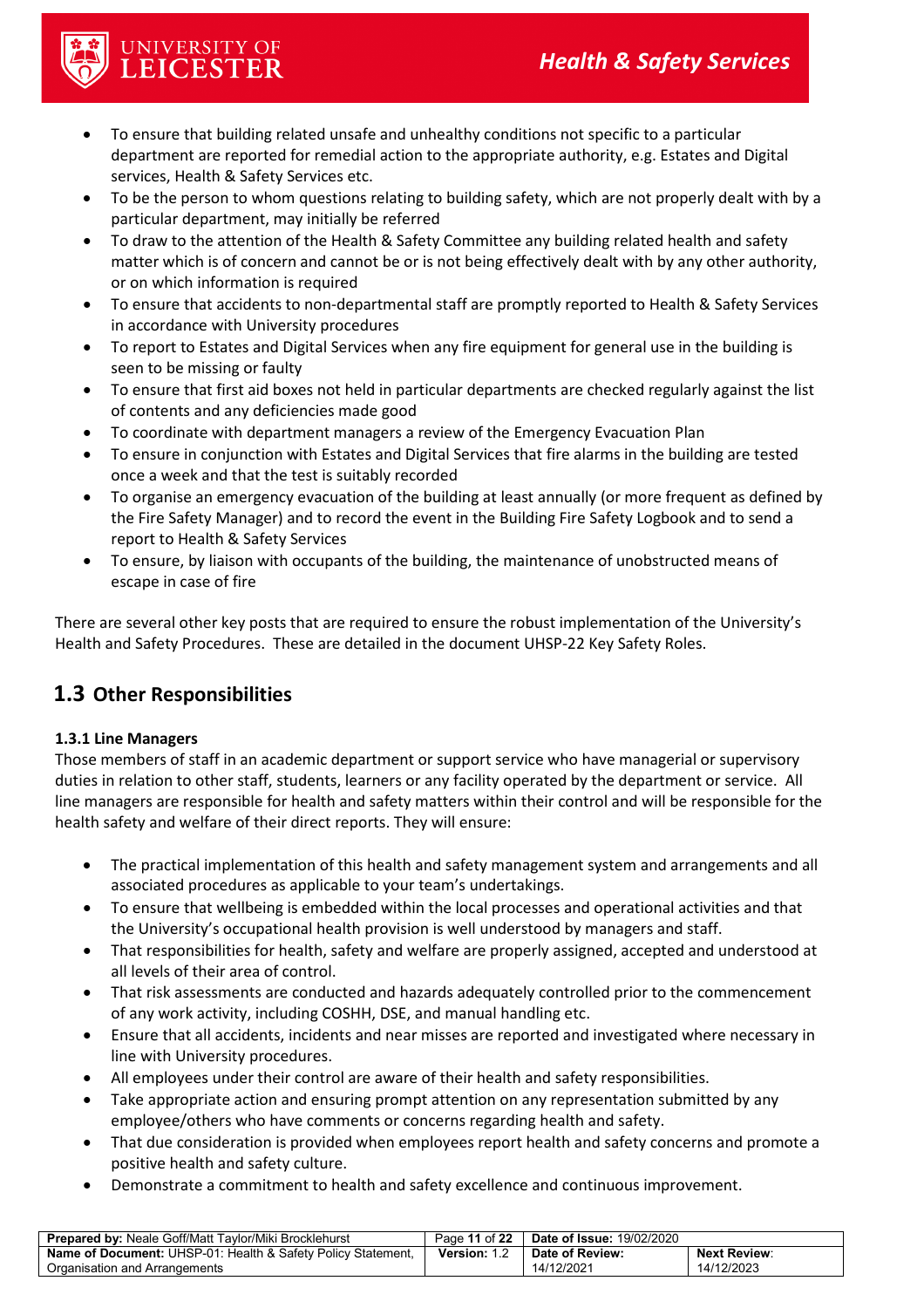- To ensure that building related unsafe and unhealthy conditions not specific to a particular department are reported for remedial action to the appropriate authority, e.g. Estates and Digital services, Health & Safety Services etc.
- To be the person to whom questions relating to building safety, which are not properly dealt with by a particular department, may initially be referred
- To draw to the attention of the Health & Safety Committee any building related health and safety matter which is of concern and cannot be or is not being effectively dealt with by any other authority, or on which information is required
- To ensure that accidents to non-departmental staff are promptly reported to Health & Safety Services in accordance with University procedures
- To report to Estates and Digital Services when any fire equipment for general use in the building is seen to be missing or faulty
- To ensure that first aid boxes not held in particular departments are checked regularly against the list of contents and any deficiencies made good
- To coordinate with department managers a review of the Emergency Evacuation Plan
- To ensure in conjunction with Estates and Digital Services that fire alarms in the building are tested once a week and that the test is suitably recorded
- To organise an emergency evacuation of the building at least annually (or more frequent as defined by the Fire Safety Manager) and to record the event in the Building Fire Safety Logbook and to send a report to Health & Safety Services
- To ensure, by liaison with occupants of the building, the maintenance of unobstructed means of escape in case of fire

There are several other key posts that are required to ensure the robust implementation of the University's Health and Safety Procedures. These are detailed in the document UHSP-22 Key Safety Roles.

## 1.3 Other Responsibilities

### 1.3.1 Line Managers

Those members of staff in an academic department or support service who have managerial or supervisory duties in relation to other staff, students, learners or any facility operated by the department or service. All line managers are responsible for health and safety matters within their control and will be responsible for the health safety and welfare of their direct reports. They will ensure:

- The practical implementation of this health and safety management system and arrangements and all associated procedures as applicable to your team's undertakings.
- To ensure that wellbeing is embedded within the local processes and operational activities and that the University's occupational health provision is well understood by managers and staff.
- That responsibilities for health, safety and welfare are properly assigned, accepted and understood at all levels of their area of control.
- That risk assessments are conducted and hazards adequately controlled prior to the commencement of any work activity, including COSHH, DSE, and manual handling etc.
- Ensure that all accidents, incidents and near misses are reported and investigated where necessary in line with University procedures.
- All employees under their control are aware of their health and safety responsibilities.
- Take appropriate action and ensuring prompt attention on any representation submitted by any employee/others who have comments or concerns regarding health and safety.
- That due consideration is provided when employees report health and safety concerns and promote a positive health and safety culture.
- Demonstrate a commitment to health and safety excellence and continuous improvement.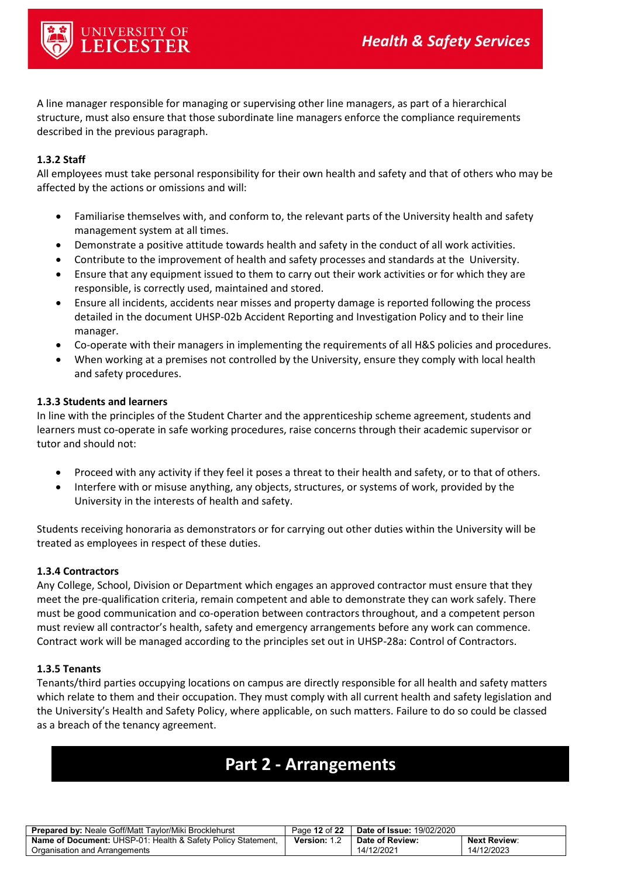A line manager responsible for managing or supervising other line managers, as part of a hierarchical structure, must also ensure that those subordinate line managers enforce the compliance requirements described in the previous paragraph.

#### 1.3.2 Staff

All employees must take personal responsibility for their own health and safety and that of others who may be affected by the actions or omissions and will:

- Familiarise themselves with, and conform to, the relevant parts of the University health and safety management system at all times.
- Demonstrate a positive attitude towards health and safety in the conduct of all work activities.
- Contribute to the improvement of health and safety processes and standards at the University.
- Ensure that any equipment issued to them to carry out their work activities or for which they are responsible, is correctly used, maintained and stored.
- Ensure all incidents, accidents near misses and property damage is reported following the process detailed in the document UHSP-02b Accident Reporting and Investigation Policy and to their line manager.
- Co-operate with their managers in implementing the requirements of all H&S policies and procedures.
- When working at a premises not controlled by the University, ensure they comply with local health and safety procedures.

#### 1.3.3 Students and learners

In line with the principles of the Student Charter and the apprenticeship scheme agreement, students and learners must co-operate in safe working procedures, raise concerns through their academic supervisor or tutor and should not:

- Proceed with any activity if they feel it poses a threat to their health and safety, or to that of others.
- Interfere with or misuse anything, any objects, structures, or systems of work, provided by the University in the interests of health and safety.

Students receiving honoraria as demonstrators or for carrying out other duties within the University will be treated as employees in respect of these duties.

#### 1.3.4 Contractors

Any College, School, Division or Department which engages an approved contractor must ensure that they meet the pre-qualification criteria, remain competent and able to demonstrate they can work safely. There must be good communication and co-operation between contractors throughout, and a competent person must review all contractor's health, safety and emergency arrangements before any work can commence. Contract work will be managed according to the principles set out in UHSP-28a: Control of Contractors.

#### 1.3.5 Tenants

Tenants/third parties occupying locations on campus are directly responsible for all health and safety matters which relate to them and their occupation. They must comply with all current health and safety legislation and the University's Health and Safety Policy, where applicable, on such matters. Failure to do so could be classed as a breach of the tenancy agreement.

# Part 2 - Arrangements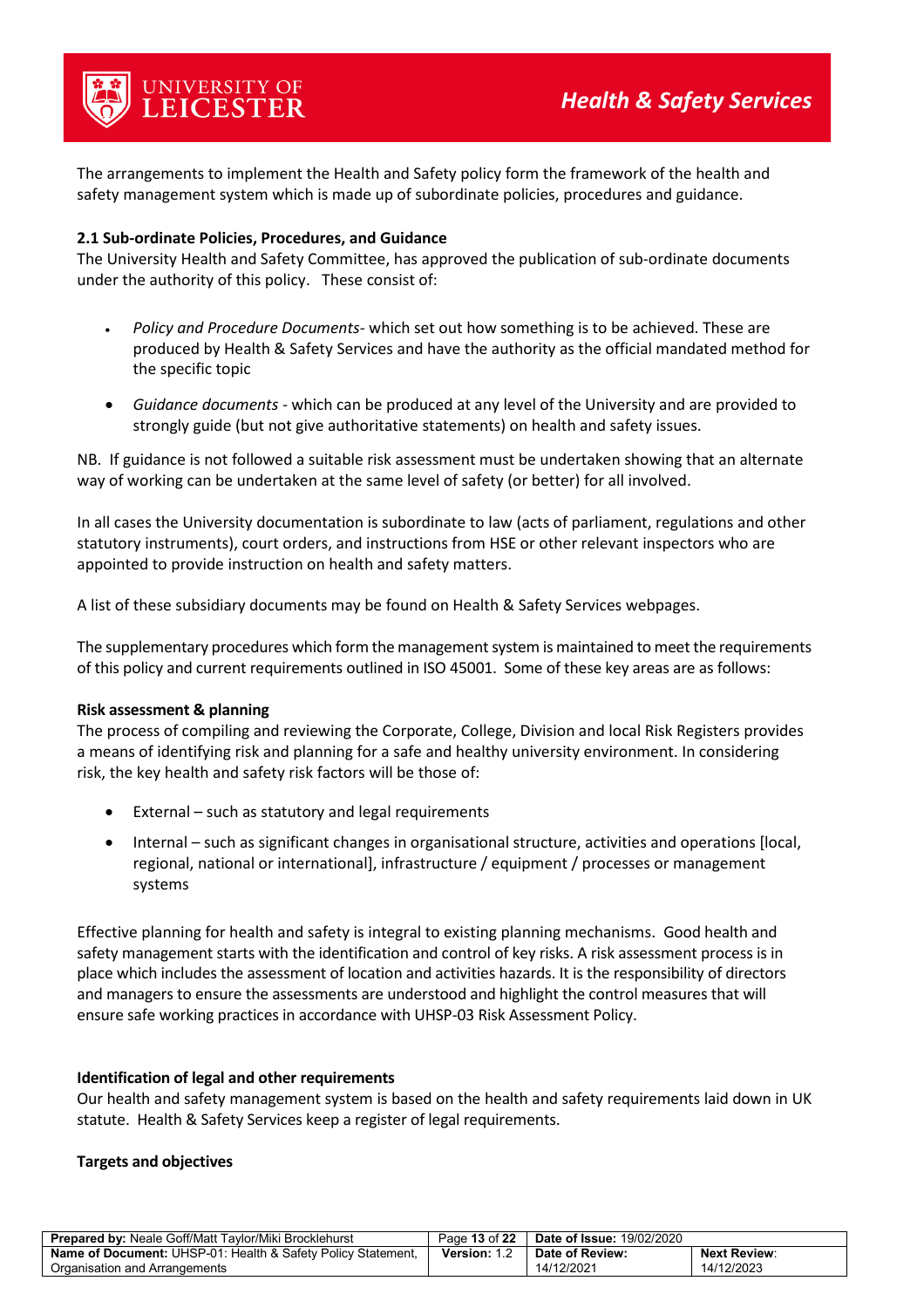The arrangements to implement the Health and Safety policy form the framework of the health and safety management system which is made up of subordinate policies, procedures and guidance.

### 2.1 Sub-ordinate Policies, Procedures, and Guidance

The University Health and Safety Committee, has approved the publication of sub-ordinate documents under the authority of this policy. These consist of:

- *Policy and Procedure Documents*- which set out how something is to be achieved. These are produced by Health & Safety Services and have the authority as the official mandated method for the specific topic
- *Guidance documents* - which can be produced at any level of the University and are provided to strongly guide (but not give authoritative statements) on health and safety issues.

NB. If guidance is not followed a suitable risk assessment must be undertaken showing that an alternate way of working can be undertaken at the same level of safety (or better) for all involved.

In all cases the University documentation is subordinate to law (acts of parliament, regulations and other statutory instruments), court orders, and instructions from HSE or other relevant inspectors who are appointed to provide instruction on health and safety matters.

A list of these subsidiary documents may be found on Health & Safety Services webpages.

The supplementary procedures which form the management system is maintained to meet the requirements of this policy and current requirements outlined in ISO 45001. Some of these key areas are as follows:

**Risk assessment & planning**

The process of compiling and reviewing the Corporate, College, Division and local Risk Registers provides a means of identifying risk and planning for a safe and healthy university environment. In considering risk, the key health and safety risk factors will be those of:

- External – such as statutory and legal requirements
- Internal – such as significant changes in organisational structure, activities and operations [local, regional, national or international], infrastructure / equipment / processes or management systems

Effective planning for health and safety is integral to existing planning mechanisms. Good health and safety management starts with the identification and control of key risks. A risk assessment process is in place which includes the assessment of location and activities hazards. It is the responsibility of directors and managers to ensure the assessments are understood and highlight the control measures that will ensure safe working practices in accordance with UHSP-03 Risk Assessment Policy.

**Identification of legal and other requirements**

Our health and safety management system is based on the health and safety requirements laid down in UK statute. Health & Safety Services keep a register of legal requirements.

**Targets and objectives**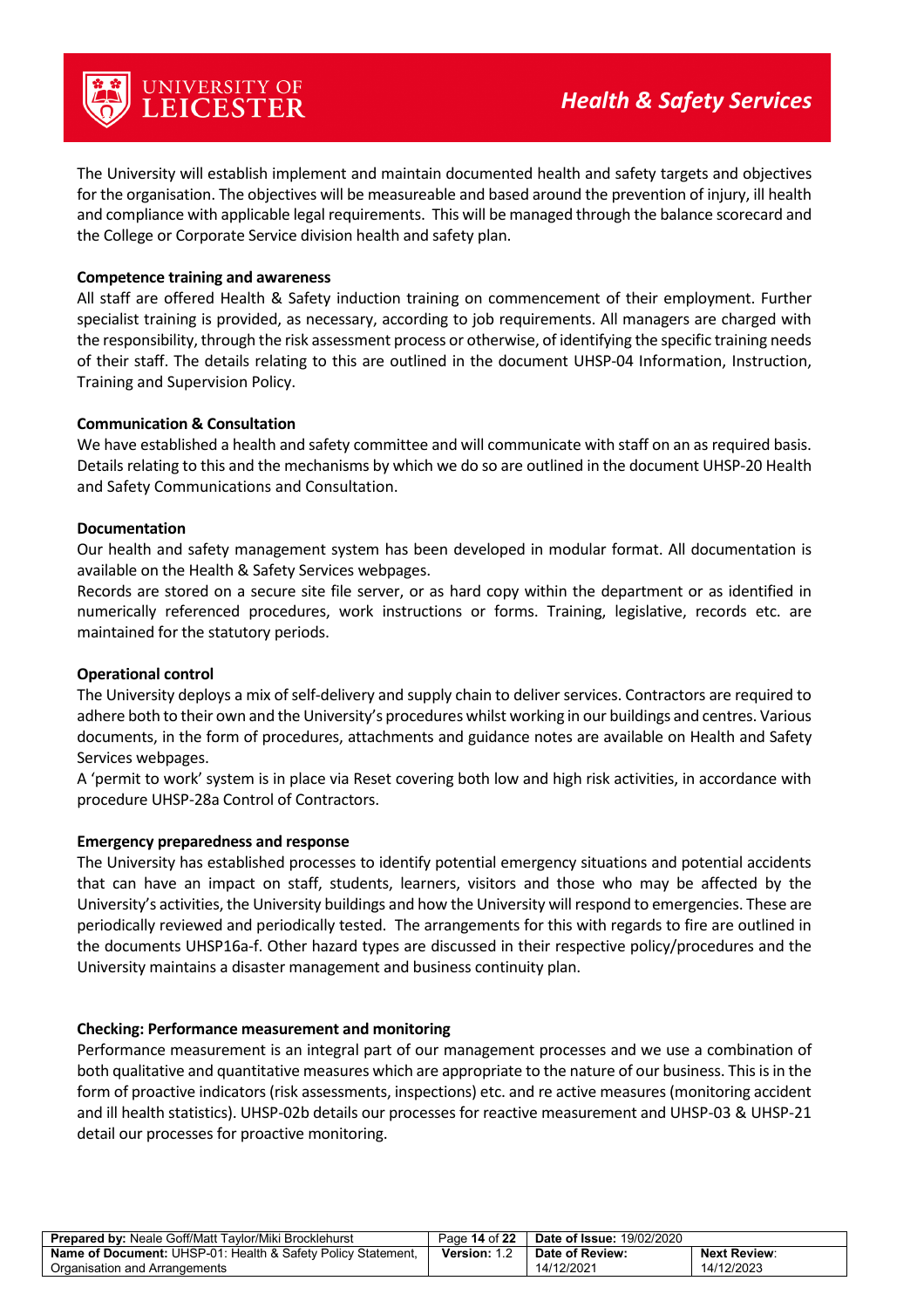The University will establish implement and maintain documented health and safety targets and objectives for the organisation. The objectives will be measureable and based around the prevention of injury, ill health and compliance with applicable legal requirements. This will be managed through the balance scorecard and the College or Corporate Service division health and safety plan.

**Competence training and awareness**

All staff are offered Health & Safety induction training on commencement of their employment. Further specialist training is provided, as necessary, according to job requirements. All managers are charged with the responsibility, through the risk assessment process or otherwise, of identifying the specific training needs of their staff. The details relating to this are outlined in the document UHSP-04 Information, Instruction, Training and Supervision Policy.

**Communication & Consultation**

We have established a health and safety committee and will communicate with staff on an as required basis. Details relating to this and the mechanisms by which we do so are outlined in the document UHSP-20 Health and Safety Communications and Consultation.

**Documentation**

Our health and safety management system has been developed in modular format. All documentation is available on the Health & Safety Services webpages.

Records are stored on a secure site file server, or as hard copy within the department or as identified in numerically referenced procedures, work instructions or forms. Training, legislative, records etc. are maintained for the statutory periods.

**Operational control**

The University deploys a mix of self-delivery and supply chain to deliver services. Contractors are required to adhere both to their own and the University's procedures whilst working in our buildings and centres. Various documents, in the form of procedures, attachments and guidance notes are available on Health and Safety Services webpages.

A 'permit to work' system is in place via Reset covering both low and high risk activities, in accordance with procedure UHSP-28a Control of Contractors.

**Emergency preparedness and response**

The University has established processes to identify potential emergency situations and potential accidents that can have an impact on staff, students, learners, visitors and those who may be affected by the University's activities, the University buildings and how the University will respond to emergencies. These are periodically reviewed and periodically tested. The arrangements for this with regards to fire are outlined in the documents UHSP16a-f. Other hazard types are discussed in their respective policy/procedures and the University maintains a disaster management and business continuity plan.

**Checking: Performance measurement and monitoring**

Performance measurement is an integral part of our management processes and we use a combination of both qualitative and quantitative measures which are appropriate to the nature of our business. This is in the form of proactive indicators (risk assessments, inspections) etc. and re active measures (monitoring accident and ill health statistics). UHSP-02b details our processes for reactive measurement and UHSP-03 & UHSP-21 detail our processes for proactive monitoring.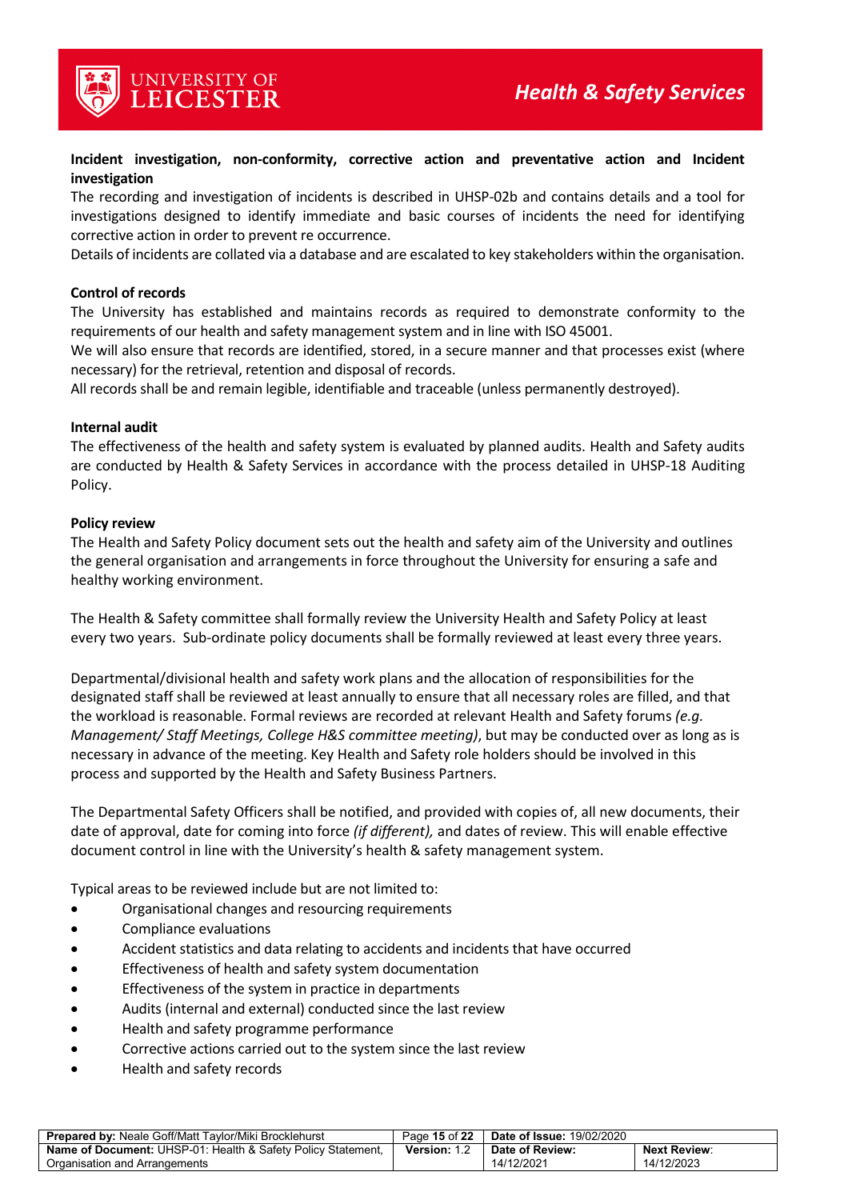**Incident investigation, non-conformity, corrective action and preventative action and Incident investigation**

The recording and investigation of incidents is described in UHSP-02b and contains details and a tool for investigations designed to identify immediate and basic courses of incidents the need for identifying corrective action in order to prevent re occurrence.

Details of incidents are collated via a database and are escalated to key stakeholders within the organisation.

**Control of records**

The University has established and maintains records as required to demonstrate conformity to the requirements of our health and safety management system and in line with ISO 45001.

We will also ensure that records are identified, stored, in a secure manner and that processes exist (where necessary) for the retrieval, retention and disposal of records.

All records shall be and remain legible, identifiable and traceable (unless permanently destroyed).

**Internal audit**

The effectiveness of the health and safety system is evaluated by planned audits. Health and Safety audits are conducted by Health & Safety Services in accordance with the process detailed in UHSP-18 Auditing Policy.

**Policy review**

The Health and Safety Policy document sets out the health and safety aim of the University and outlines the general organisation and arrangements in force throughout the University for ensuring a safe and healthy working environment.

The Health & Safety committee shall formally review the University Health and Safety Policy at least every two years. Sub-ordinate policy documents shall be formally reviewed at least every three years.

Departmental/divisional health and safety work plans and the allocation of responsibilities for the designated staff shall be reviewed at least annually to ensure that all necessary roles are filled, and that the workload is reasonable. Formal reviews are recorded at relevant Health and Safety forums *(e.g. Management/ Staff Meetings, College H&S committee meeting)*, but may be conducted over as long as is necessary in advance of the meeting. Key Health and Safety role holders should be involved in this process and supported by the Health and Safety Business Partners.

The Departmental Safety Officers shall be notified, and provided with copies of, all new documents, their date of approval, date for coming into force *(if different),* and dates of review. This will enable effective document control in line with the University's health & safety management system.

Typical areas to be reviewed include but are not limited to:

- Organisational changes and resourcing requirements
- Compliance evaluations
- Accident statistics and data relating to accidents and incidents that have occurred
- Effectiveness of health and safety system documentation
- Effectiveness of the system in practice in departments
- Audits (internal and external) conducted since the last review
- Health and safety programme performance
- Corrective actions carried out to the system since the last review
- Health and safety records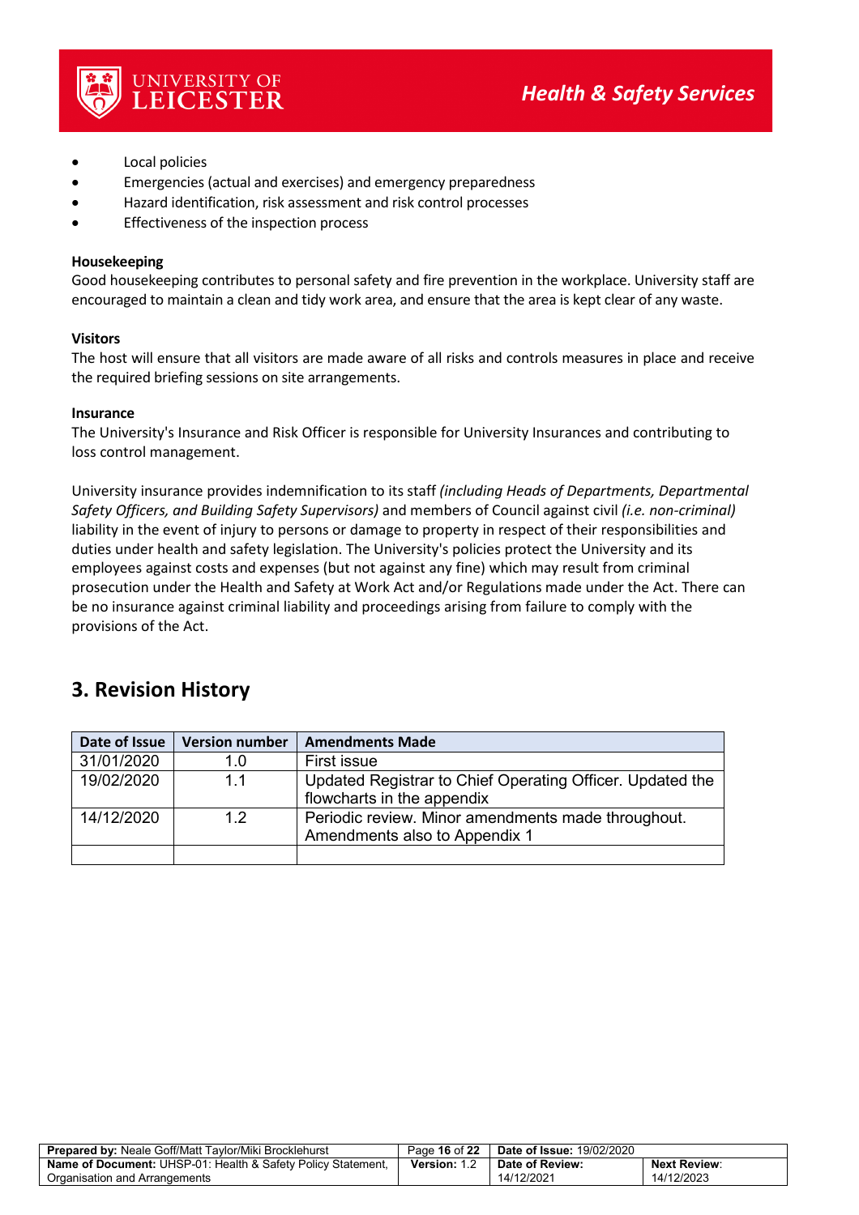- Local policies
- Emergencies (actual and exercises) and emergency preparedness
- Hazard identification, risk assessment and risk control processes
- Effectiveness of the inspection process

**Housekeeping**

Good housekeeping contributes to personal safety and fire prevention in the workplace. University staff are encouraged to maintain a clean and tidy work area, and ensure that the area is kept clear of any waste.

**Visitors**

The host will ensure that all visitors are made aware of all risks and controls measures in place and receive the required briefing sessions on site arrangements.

**Insurance**

The University's Insurance and Risk Officer is responsible for University Insurances and contributing to loss control management.

University insurance provides indemnification to its staff *(including Heads of Departments, Departmental Safety Officers, and Building Safety Supervisors)* and members of Council against civil *(i.e. non-criminal)* liability in the event of injury to persons or damage to property in respect of their responsibilities and duties under health and safety legislation. The University's policies protect the University and its employees against costs and expenses (but not against any fine) which may result from criminal prosecution under the Health and Safety at Work Act and/or Regulations made under the Act. There can be no insurance against criminal liability and proceedings arising from failure to comply with the provisions of the Act.

## 3. Revision History

| Date of Issue | Version number | Amendments Made |
|---|---|---|
| 31/01/2020 | 1.0 | First issue |
| 19/02/2020 | 1.1 | Updated Registrar to Chief Operating Officer. Updated the flowcharts in the appendix |
| 14/12/2020 | 1.2 | Periodic review. Minor amendments made throughout. Amendments also to Appendix 1 |
| | | |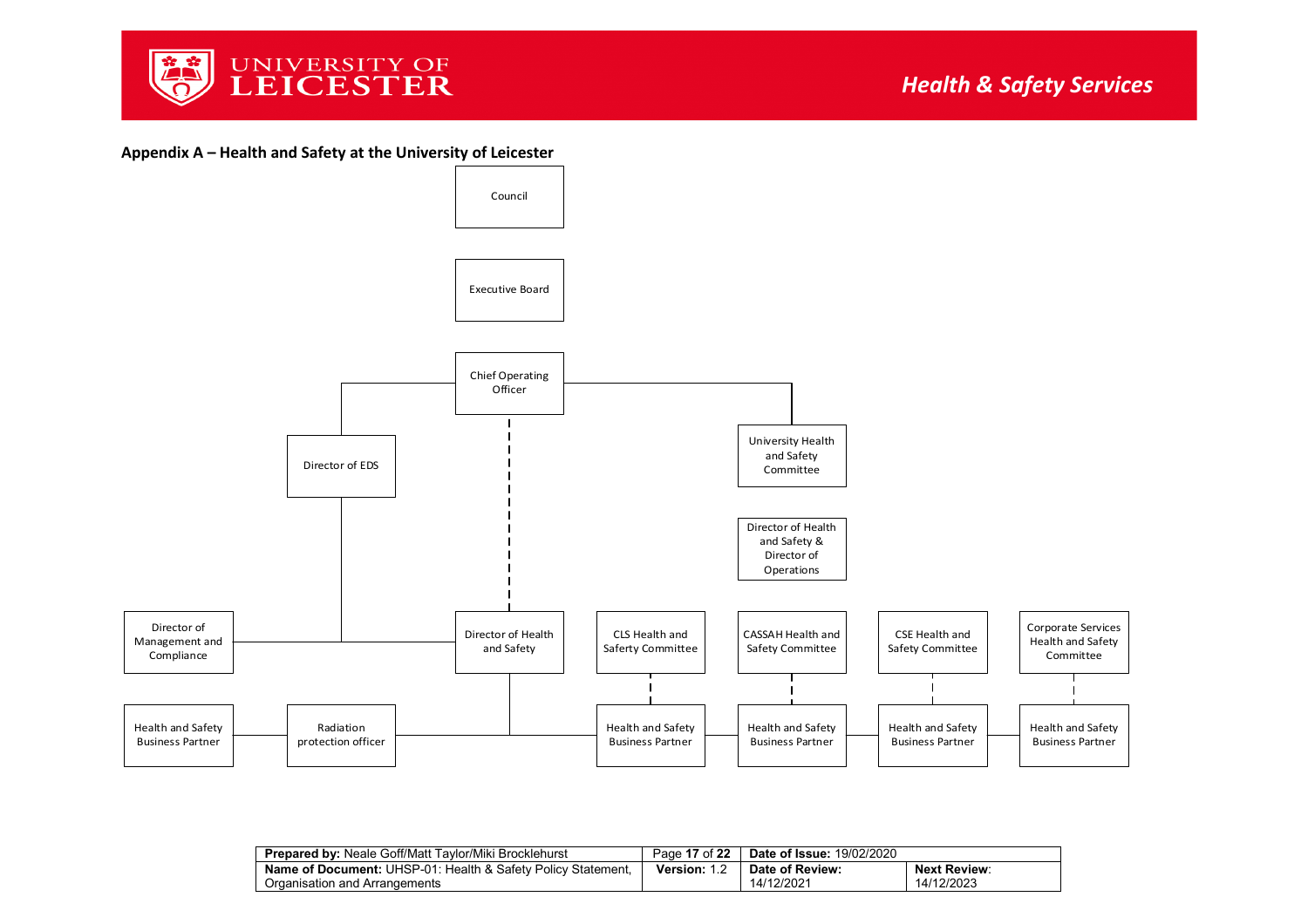## Appendix A – Health and Safety at the University of Leicester

Council

Executive Board

Chief Operating Officer

Director of EDS

University Health and Safety Committee

Director of Health and Safety & Director of Operations

Director of Management and Compliance

Director of Health and Safety

CLS Health and Safety Committee

CASSAH Health and Safety Committee

CSE Health and Safety Committee

Corporate Services Health and Safety Committee

Health and Safety Business Partner

Radiation protection officer

Health and Safety Business Partner

Health and Safety Business Partner

Health and Safety Business Partner

Health and Safety Business Partner

| **Prepared by:** Neale Goff/Matt Taylor/Miki Brocklehurst | Page **17** of **22** | **Date of Issue:** 19/02/2020 | |
|---|---|---|---|
| **Name of Document:** UHSP-01: Health & Safety Policy Statement, Organisation and Arrangements | **Version:** 1.2 | **Date of Review:** 14/12/2021 | **Next Review**: 14/12/2023 |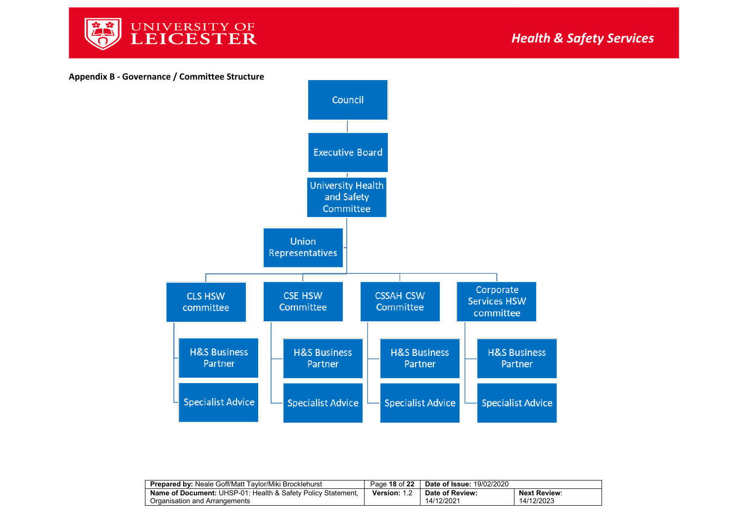**Appendix B - Governance / Committee Structure**

- Council
  - Executive Board
    - University Health and Safety Committee
      - Union Representatives
      - CLS HSW committee
        - H&S Business Partner
        - Specialist Advice
      - CSE HSW Committee
        - H&S Business Partner
        - Specialist Advice
      - CSSAH CSW Committee
        - H&S Business Partner
        - Specialist Advice
      - Corporate Services HSW committee
        - H&S Business Partner
        - Specialist Advice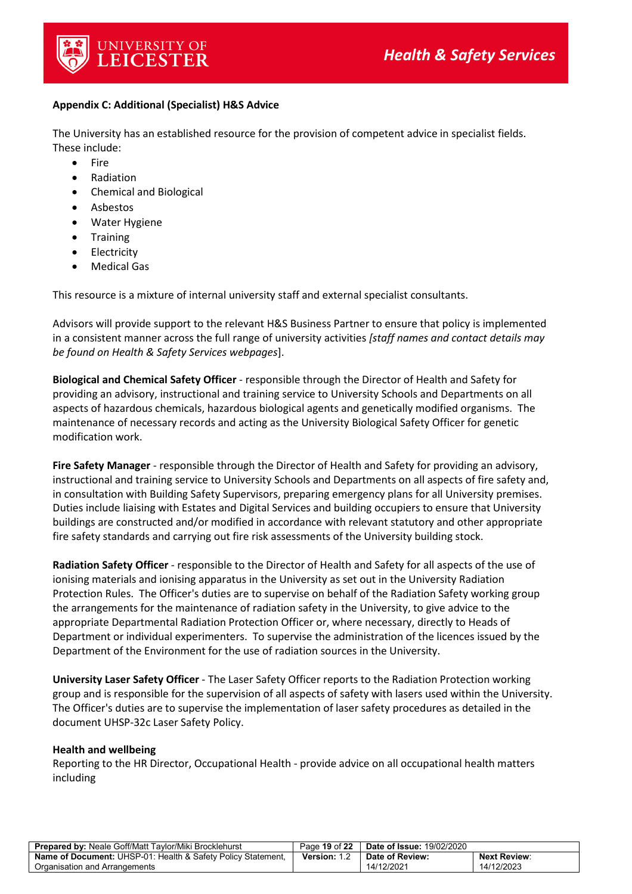**Appendix C: Additional (Specialist) H&S Advice**

The University has an established resource for the provision of competent advice in specialist fields. These include:

- Fire
- Radiation
- Chemical and Biological
- Asbestos
- Water Hygiene
- Training
- Electricity
- Medical Gas

This resource is a mixture of internal university staff and external specialist consultants.

Advisors will provide support to the relevant H&S Business Partner to ensure that policy is implemented in a consistent manner across the full range of university activities *[staff names and contact details may be found on Health & Safety Services webpages*].

**Biological and Chemical Safety Officer** - responsible through the Director of Health and Safety for providing an advisory, instructional and training service to University Schools and Departments on all aspects of hazardous chemicals, hazardous biological agents and genetically modified organisms. The maintenance of necessary records and acting as the University Biological Safety Officer for genetic modification work.

**Fire Safety Manager** - responsible through the Director of Health and Safety for providing an advisory, instructional and training service to University Schools and Departments on all aspects of fire safety and, in consultation with Building Safety Supervisors, preparing emergency plans for all University premises. Duties include liaising with Estates and Digital Services and building occupiers to ensure that University buildings are constructed and/or modified in accordance with relevant statutory and other appropriate fire safety standards and carrying out fire risk assessments of the University building stock.

**Radiation Safety Officer** - responsible to the Director of Health and Safety for all aspects of the use of ionising materials and ionising apparatus in the University as set out in the University Radiation Protection Rules. The Officer's duties are to supervise on behalf of the Radiation Safety working group the arrangements for the maintenance of radiation safety in the University, to give advice to the appropriate Departmental Radiation Protection Officer or, where necessary, directly to Heads of Department or individual experimenters. To supervise the administration of the licences issued by the Department of the Environment for the use of radiation sources in the University.

**University Laser Safety Officer** - The Laser Safety Officer reports to the Radiation Protection working group and is responsible for the supervision of all aspects of safety with lasers used within the University. The Officer's duties are to supervise the implementation of laser safety procedures as detailed in the document UHSP-32c Laser Safety Policy.

**Health and wellbeing**
Reporting to the HR Director, Occupational Health - provide advice on all occupational health matters including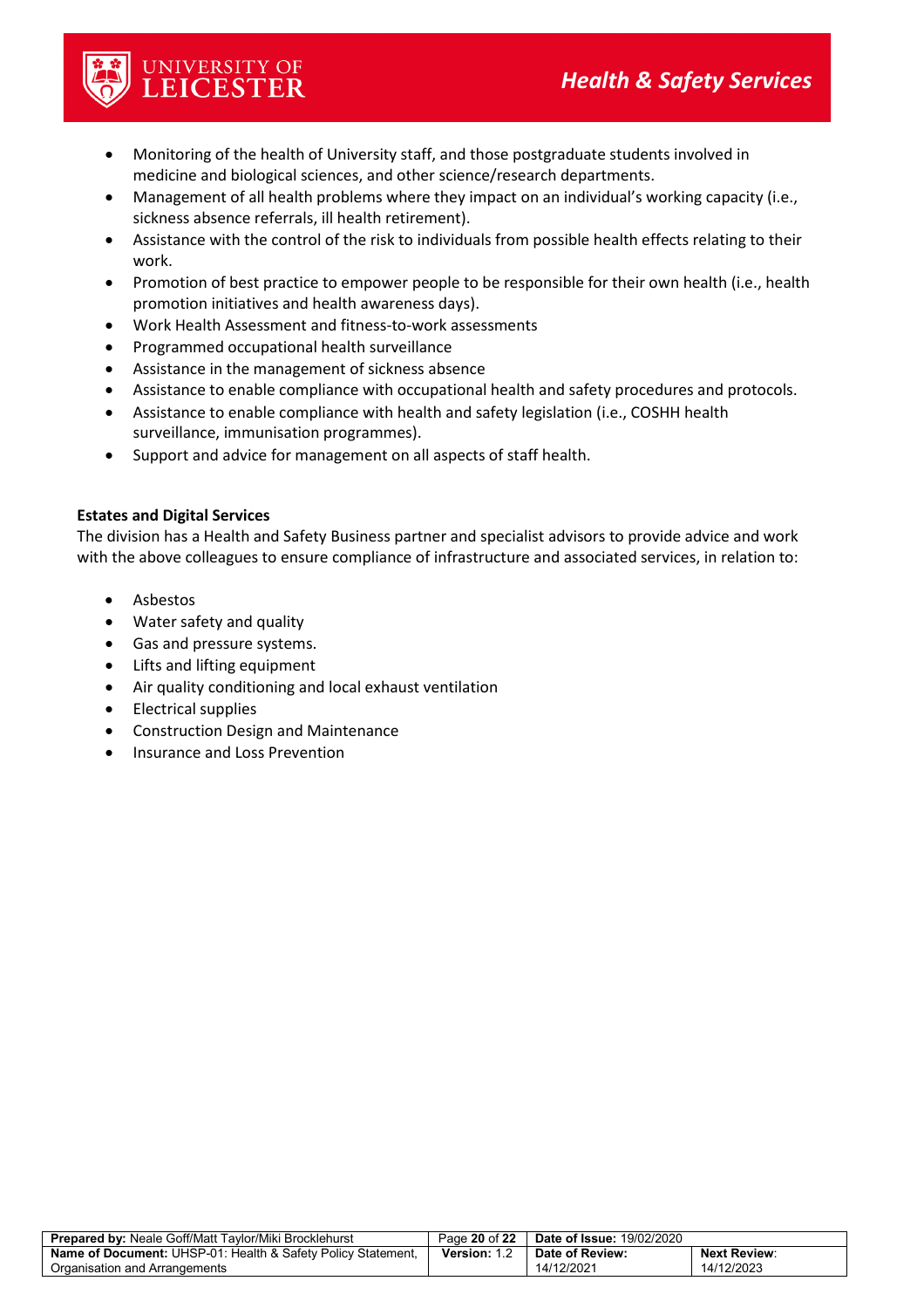- Monitoring of the health of University staff, and those postgraduate students involved in medicine and biological sciences, and other science/research departments.
- Management of all health problems where they impact on an individual's working capacity (i.e., sickness absence referrals, ill health retirement).
- Assistance with the control of the risk to individuals from possible health effects relating to their work.
- Promotion of best practice to empower people to be responsible for their own health (i.e., health promotion initiatives and health awareness days).
- Work Health Assessment and fitness-to-work assessments
- Programmed occupational health surveillance
- Assistance in the management of sickness absence
- Assistance to enable compliance with occupational health and safety procedures and protocols.
- Assistance to enable compliance with health and safety legislation (i.e., COSHH health surveillance, immunisation programmes).
- Support and advice for management on all aspects of staff health.

**Estates and Digital Services**

The division has a Health and Safety Business partner and specialist advisors to provide advice and work with the above colleagues to ensure compliance of infrastructure and associated services, in relation to:

- Asbestos
- Water safety and quality
- Gas and pressure systems.
- Lifts and lifting equipment
- Air quality conditioning and local exhaust ventilation
- Electrical supplies
- Construction Design and Maintenance
- Insurance and Loss Prevention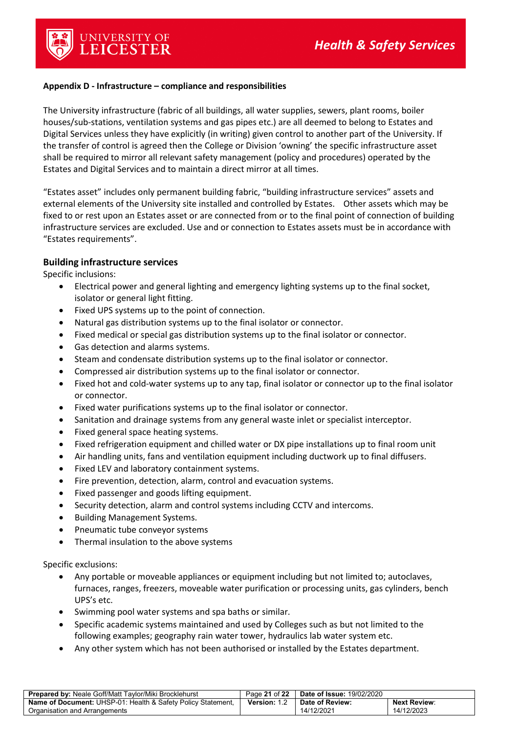**Appendix D - Infrastructure – compliance and responsibilities**

The University infrastructure (fabric of all buildings, all water supplies, sewers, plant rooms, boiler houses/sub-stations, ventilation systems and gas pipes etc.) are all deemed to belong to Estates and Digital Services unless they have explicitly (in writing) given control to another part of the University. If the transfer of control is agreed then the College or Division 'owning' the specific infrastructure asset shall be required to mirror all relevant safety management (policy and procedures) operated by the Estates and Digital Services and to maintain a direct mirror at all times.

"Estates asset" includes only permanent building fabric, "building infrastructure services" assets and external elements of the University site installed and controlled by Estates. Other assets which may be fixed to or rest upon an Estates asset or are connected from or to the final point of connection of building infrastructure services are excluded. Use and or connection to Estates assets must be in accordance with "Estates requirements".

## Building infrastructure services

Specific inclusions:

- Electrical power and general lighting and emergency lighting systems up to the final socket, isolator or general light fitting.
- Fixed UPS systems up to the point of connection.
- Natural gas distribution systems up to the final isolator or connector.
- Fixed medical or special gas distribution systems up to the final isolator or connector.
- Gas detection and alarms systems.
- Steam and condensate distribution systems up to the final isolator or connector.
- Compressed air distribution systems up to the final isolator or connector.
- Fixed hot and cold-water systems up to any tap, final isolator or connector up to the final isolator or connector.
- Fixed water purifications systems up to the final isolator or connector.
- Sanitation and drainage systems from any general waste inlet or specialist interceptor.
- Fixed general space heating systems.
- Fixed refrigeration equipment and chilled water or DX pipe installations up to final room unit
- Air handling units, fans and ventilation equipment including ductwork up to final diffusers.
- Fixed LEV and laboratory containment systems.
- Fire prevention, detection, alarm, control and evacuation systems.
- Fixed passenger and goods lifting equipment.
- Security detection, alarm and control systems including CCTV and intercoms.
- Building Management Systems.
- Pneumatic tube conveyor systems
- Thermal insulation to the above systems

Specific exclusions:

- Any portable or moveable appliances or equipment including but not limited to; autoclaves, furnaces, ranges, freezers, moveable water purification or processing units, gas cylinders, bench UPS's etc.
- Swimming pool water systems and spa baths or similar.
- Specific academic systems maintained and used by Colleges such as but not limited to the following examples; geography rain water tower, hydraulics lab water system etc.
- Any other system which has not been authorised or installed by the Estates department.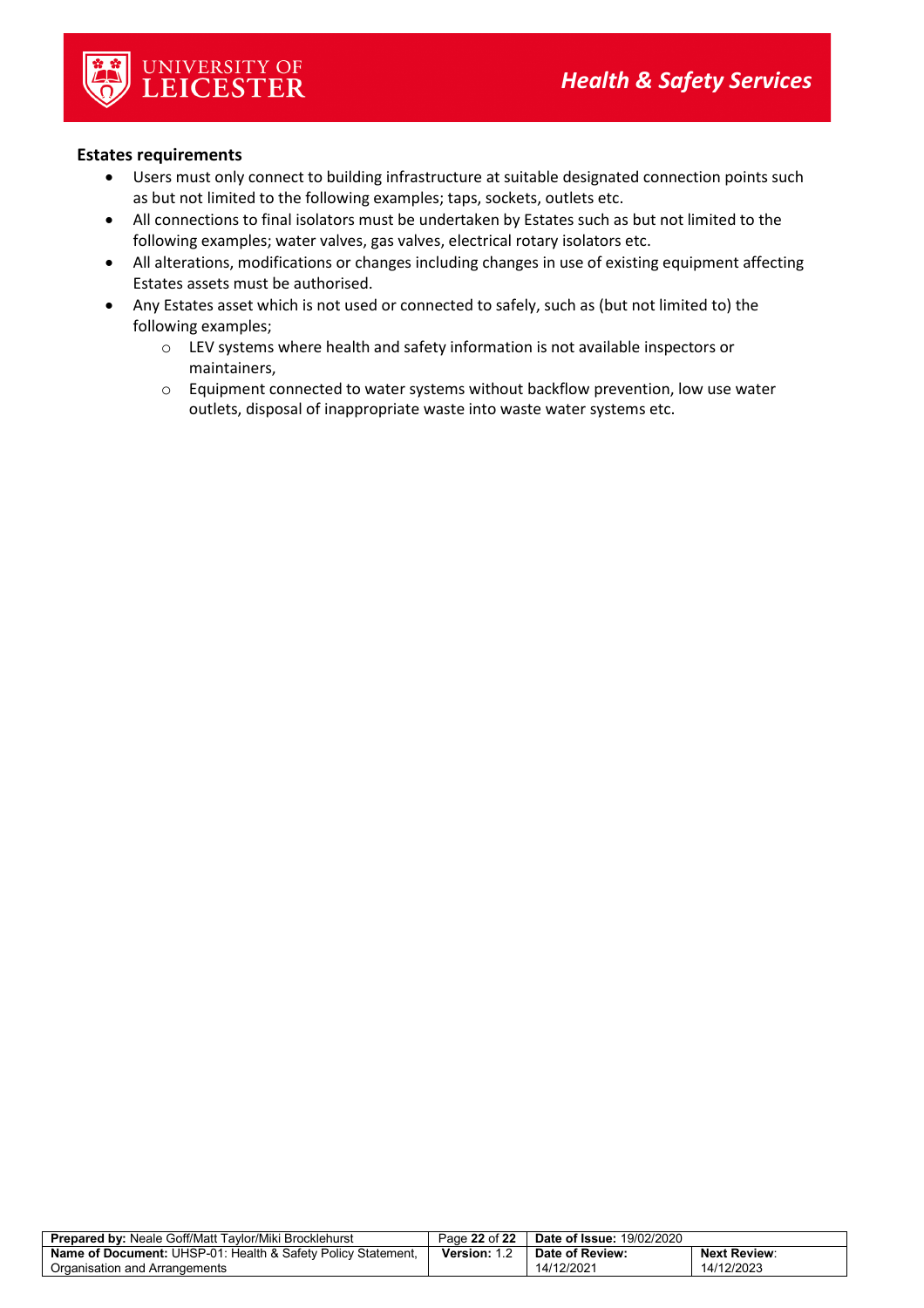**Estates requirements**

- Users must only connect to building infrastructure at suitable designated connection points such as but not limited to the following examples; taps, sockets, outlets etc.
- All connections to final isolators must be undertaken by Estates such as but not limited to the following examples; water valves, gas valves, electrical rotary isolators etc.
- All alterations, modifications or changes including changes in use of existing equipment affecting Estates assets must be authorised.
- Any Estates asset which is not used or connected to safely, such as (but not limited to) the following examples;
    - LEV systems where health and safety information is not available inspectors or maintainers,
    - Equipment connected to water systems without backflow prevention, low use water outlets, disposal of inappropriate waste into waste water systems etc.